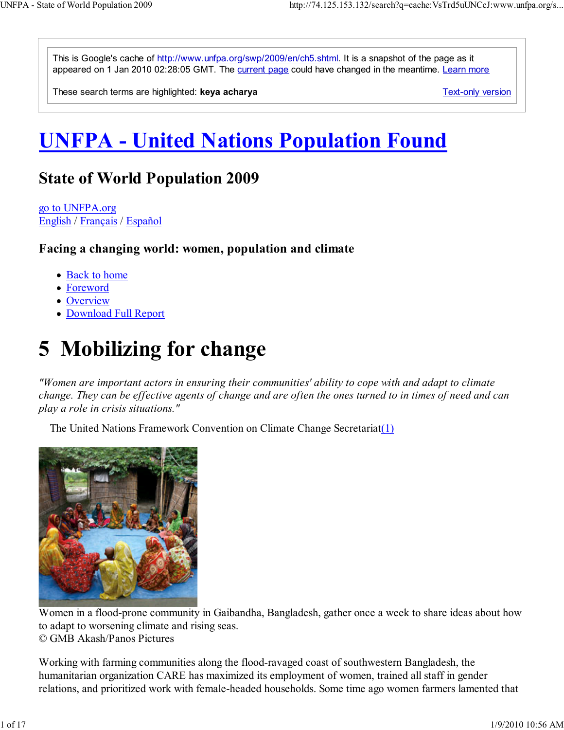This is Google's cache of http://www.unfpa.org/swp/2009/en/ch5.shtml. It is a snapshot of the page as it appeared on 1 Jan 2010 02:28:05 GMT. The current page could have changed in the meantime. Learn more

These search terms are highlighted: **keya acharya** Text-only version

# UNFPA - United Nations Population Found

## State of World Population 2009

go to UNFPA.org
English / Français / Español

### Facing a changing world: women, population and climate

- Back to home
- Foreword
- Overview
- Download Full Report

# 5 Mobilizing for change

*"Women are important actors in ensuring their communities' ability to cope with and adapt to climate change. They can be effective agents of change and are often the ones turned to in times of need and can play a role in crisis situations."*

—The United Nations Framework Convention on Climate Change Secretariat(1)

Women in a flood-prone community in Gaibandha, Bangladesh, gather once a week to share ideas about how to adapt to worsening climate and rising seas.
© GMB Akash/Panos Pictures

Working with farming communities along the flood-ravaged coast of southwestern Bangladesh, the humanitarian organization CARE has maximized its employment of women, trained all staff in gender relations, and prioritized work with female-headed households. Some time ago women farmers lamented that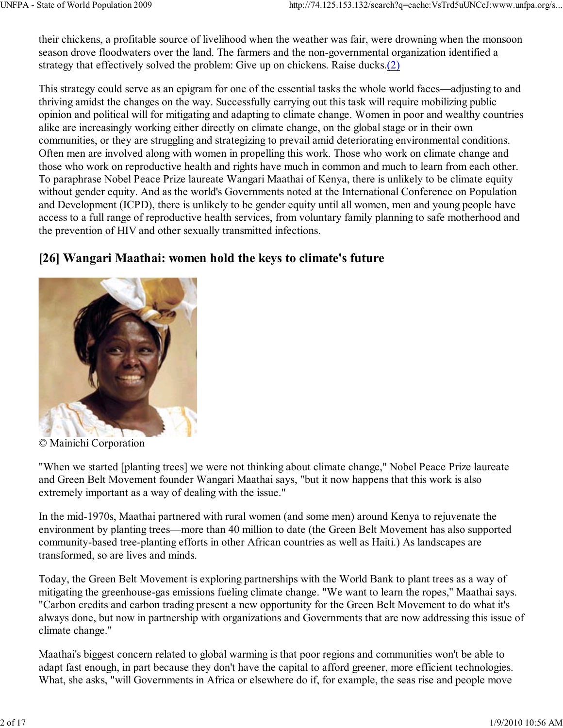their chickens, a profitable source of livelihood when the weather was fair, were drowning when the monsoon season drove floodwaters over the land. The farmers and the non-governmental organization identified a strategy that effectively solved the problem: Give up on chickens. Raise ducks.(2)

This strategy could serve as an epigram for one of the essential tasks the whole world faces—adjusting to and thriving amidst the changes on the way. Successfully carrying out this task will require mobilizing public opinion and political will for mitigating and adapting to climate change. Women in poor and wealthy countries alike are increasingly working either directly on climate change, on the global stage or in their own communities, or they are struggling and strategizing to prevail amid deteriorating environmental conditions. Often men are involved along with women in propelling this work. Those who work on climate change and those who work on reproductive health and rights have much in common and much to learn from each other. To paraphrase Nobel Peace Prize laureate Wangari Maathai of Kenya, there is unlikely to be climate equity without gender equity. And as the world's Governments noted at the International Conference on Population and Development (ICPD), there is unlikely to be gender equity until all women, men and young people have access to a full range of reproductive health services, from voluntary family planning to safe motherhood and the prevention of HIV and other sexually transmitted infections.

## [26] Wangari Maathai: women hold the keys to climate's future

© Mainichi Corporation

"When we started [planting trees] we were not thinking about climate change," Nobel Peace Prize laureate and Green Belt Movement founder Wangari Maathai says, "but it now happens that this work is also extremely important as a way of dealing with the issue."

In the mid-1970s, Maathai partnered with rural women (and some men) around Kenya to rejuvenate the environment by planting trees—more than 40 million to date (the Green Belt Movement has also supported community-based tree-planting efforts in other African countries as well as Haiti.) As landscapes are transformed, so are lives and minds.

Today, the Green Belt Movement is exploring partnerships with the World Bank to plant trees as a way of mitigating the greenhouse-gas emissions fueling climate change. "We want to learn the ropes," Maathai says. "Carbon credits and carbon trading present a new opportunity for the Green Belt Movement to do what it's always done, but now in partnership with organizations and Governments that are now addressing this issue of climate change."

Maathai's biggest concern related to global warming is that poor regions and communities won't be able to adapt fast enough, in part because they don't have the capital to afford greener, more efficient technologies. What, she asks, "will Governments in Africa or elsewhere do if, for example, the seas rise and people move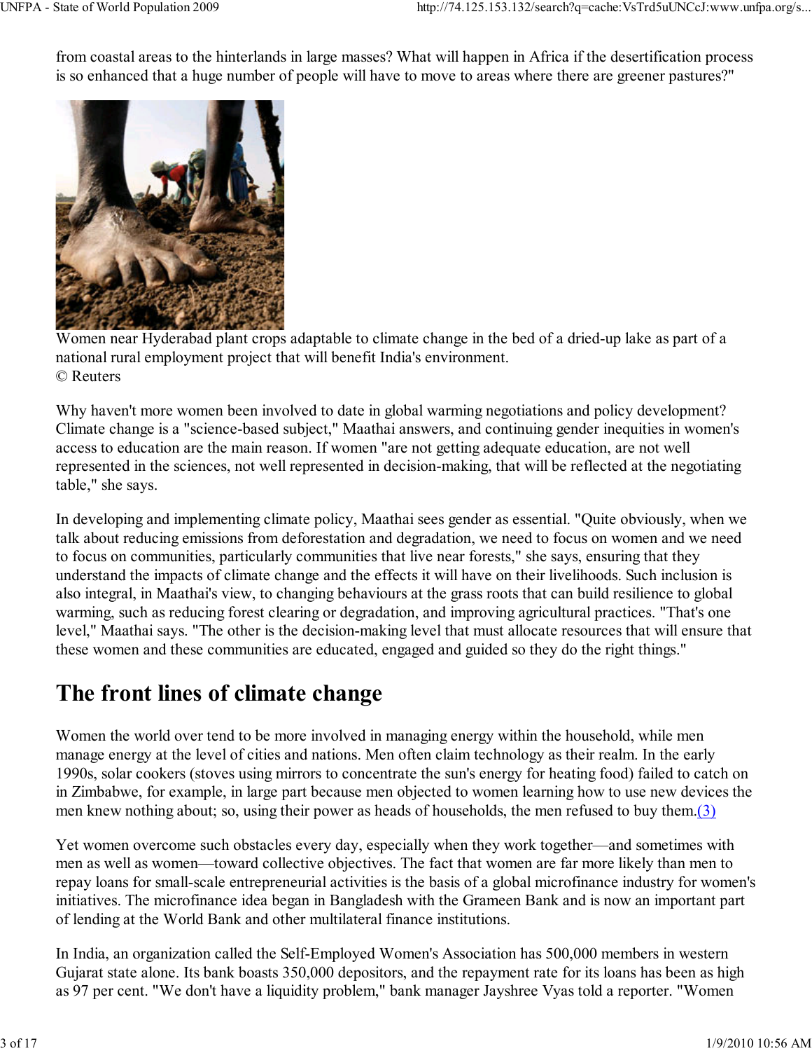from coastal areas to the hinterlands in large masses? What will happen in Africa if the desertification process is so enhanced that a huge number of people will have to move to areas where there are greener pastures?"

Women near Hyderabad plant crops adaptable to climate change in the bed of a dried-up lake as part of a national rural employment project that will benefit India's environment.
© Reuters

Why haven't more women been involved to date in global warming negotiations and policy development? Climate change is a "science-based subject," Maathai answers, and continuing gender inequities in women's access to education are the main reason. If women "are not getting adequate education, are not well represented in the sciences, not well represented in decision-making, that will be reflected at the negotiating table," she says.

In developing and implementing climate policy, Maathai sees gender as essential. "Quite obviously, when we talk about reducing emissions from deforestation and degradation, we need to focus on women and we need to focus on communities, particularly communities that live near forests," she says, ensuring that they understand the impacts of climate change and the effects it will have on their livelihoods. Such inclusion is also integral, in Maathai's view, to changing behaviours at the grass roots that can build resilience to global warming, such as reducing forest clearing or degradation, and improving agricultural practices. "That's one level," Maathai says. "The other is the decision-making level that must allocate resources that will ensure that these women and these communities are educated, engaged and guided so they do the right things."

# The front lines of climate change

Women the world over tend to be more involved in managing energy within the household, while men manage energy at the level of cities and nations. Men often claim technology as their realm. In the early 1990s, solar cookers (stoves using mirrors to concentrate the sun's energy for heating food) failed to catch on in Zimbabwe, for example, in large part because men objected to women learning how to use new devices the men knew nothing about; so, using their power as heads of households, the men refused to buy them.(3)

Yet women overcome such obstacles every day, especially when they work together—and sometimes with men as well as women—toward collective objectives. The fact that women are far more likely than men to repay loans for small-scale entrepreneurial activities is the basis of a global microfinance industry for women's initiatives. The microfinance idea began in Bangladesh with the Grameen Bank and is now an important part of lending at the World Bank and other multilateral finance institutions.

In India, an organization called the Self-Employed Women's Association has 500,000 members in western Gujarat state alone. Its bank boasts 350,000 depositors, and the repayment rate for its loans has been as high as 97 per cent. "We don't have a liquidity problem," bank manager Jayshree Vyas told a reporter. "Women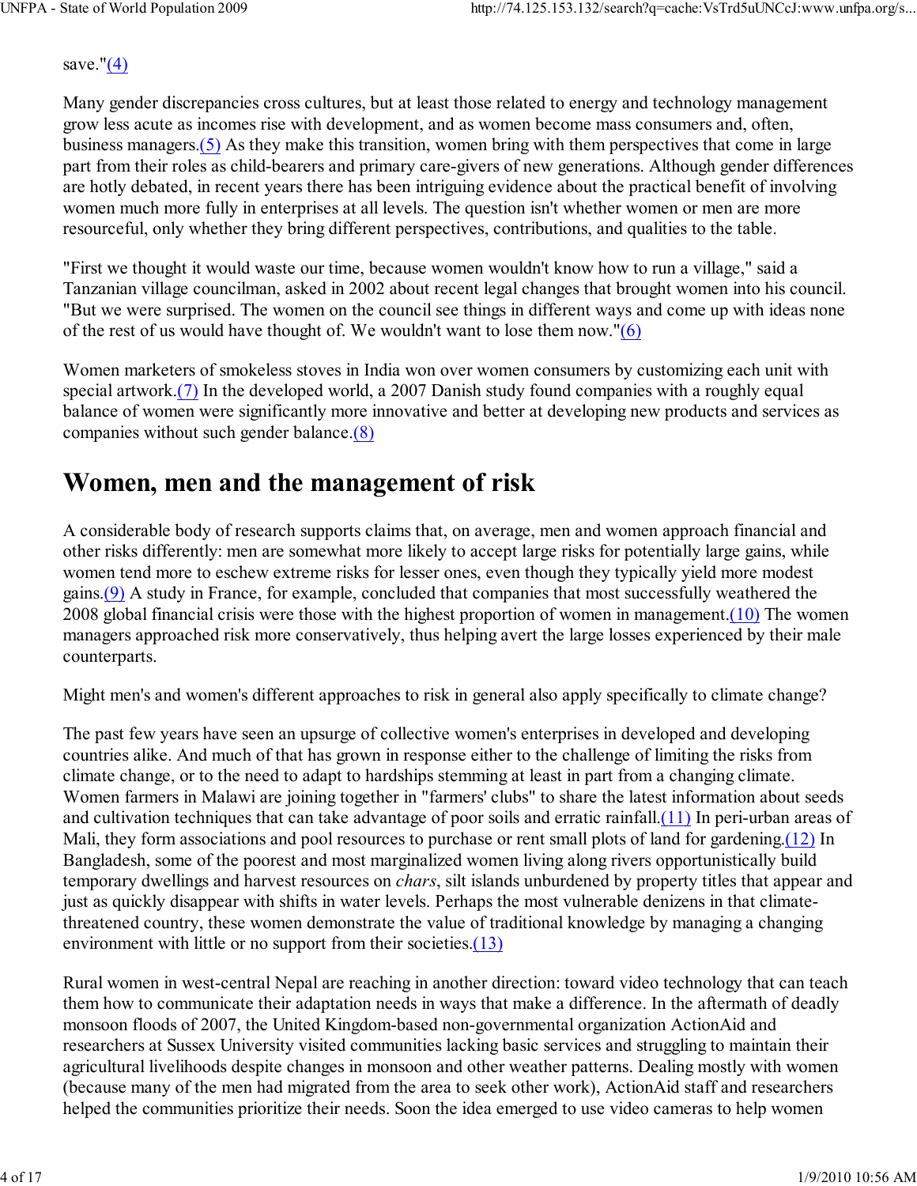save."(4)

Many gender discrepancies cross cultures, but at least those related to energy and technology management grow less acute as incomes rise with development, and as women become mass consumers and, often, business managers.(5) As they make this transition, women bring with them perspectives that come in large part from their roles as child-bearers and primary care-givers of new generations. Although gender differences are hotly debated, in recent years there has been intriguing evidence about the practical benefit of involving women much more fully in enterprises at all levels. The question isn't whether women or men are more resourceful, only whether they bring different perspectives, contributions, and qualities to the table.

"First we thought it would waste our time, because women wouldn't know how to run a village," said a Tanzanian village councilman, asked in 2002 about recent legal changes that brought women into his council. "But we were surprised. The women on the council see things in different ways and come up with ideas none of the rest of us would have thought of. We wouldn't want to lose them now."(6)

Women marketers of smokeless stoves in India won over women consumers by customizing each unit with special artwork.(7) In the developed world, a 2007 Danish study found companies with a roughly equal balance of women were significantly more innovative and better at developing new products and services as companies without such gender balance.(8)

## Women, men and the management of risk

A considerable body of research supports claims that, on average, men and women approach financial and other risks differently: men are somewhat more likely to accept large risks for potentially large gains, while women tend more to eschew extreme risks for lesser ones, even though they typically yield more modest gains.(9) A study in France, for example, concluded that companies that most successfully weathered the 2008 global financial crisis were those with the highest proportion of women in management.(10) The women managers approached risk more conservatively, thus helping avert the large losses experienced by their male counterparts.

Might men's and women's different approaches to risk in general also apply specifically to climate change?

The past few years have seen an upsurge of collective women's enterprises in developed and developing countries alike. And much of that has grown in response either to the challenge of limiting the risks from climate change, or to the need to adapt to hardships stemming at least in part from a changing climate. Women farmers in Malawi are joining together in "farmers' clubs" to share the latest information about seeds and cultivation techniques that can take advantage of poor soils and erratic rainfall.(11) In peri-urban areas of Mali, they form associations and pool resources to purchase or rent small plots of land for gardening.(12) In Bangladesh, some of the poorest and most marginalized women living along rivers opportunistically build temporary dwellings and harvest resources on *chars*, silt islands unburdened by property titles that appear and just as quickly disappear with shifts in water levels. Perhaps the most vulnerable denizens in that climate-threatened country, these women demonstrate the value of traditional knowledge by managing a changing environment with little or no support from their societies.(13)

Rural women in west-central Nepal are reaching in another direction: toward video technology that can teach them how to communicate their adaptation needs in ways that make a difference. In the aftermath of deadly monsoon floods of 2007, the United Kingdom-based non-governmental organization ActionAid and researchers at Sussex University visited communities lacking basic services and struggling to maintain their agricultural livelihoods despite changes in monsoon and other weather patterns. Dealing mostly with women (because many of the men had migrated from the area to seek other work), ActionAid staff and researchers helped the communities prioritize their needs. Soon the idea emerged to use video cameras to help women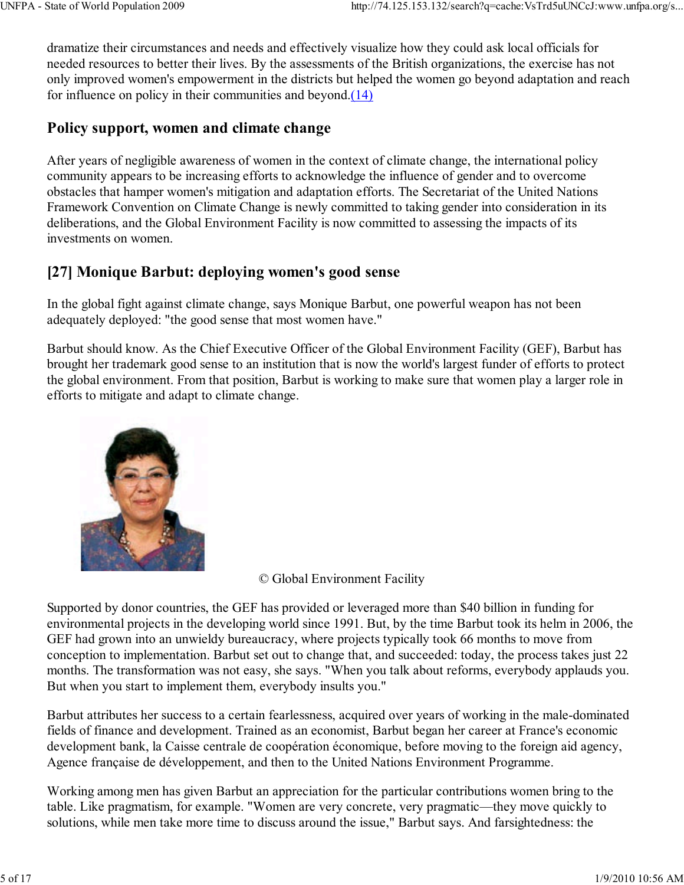dramatize their circumstances and needs and effectively visualize how they could ask local officials for needed resources to better their lives. By the assessments of the British organizations, the exercise has not only improved women's empowerment in the districts but helped the women go beyond adaptation and reach for influence on policy in their communities and beyond.(14)

## Policy support, women and climate change

After years of negligible awareness of women in the context of climate change, the international policy community appears to be increasing efforts to acknowledge the influence of gender and to overcome obstacles that hamper women's mitigation and adaptation efforts. The Secretariat of the United Nations Framework Convention on Climate Change is newly committed to taking gender into consideration in its deliberations, and the Global Environment Facility is now committed to assessing the impacts of its investments on women.

## [27] Monique Barbut: deploying women's good sense

In the global fight against climate change, says Monique Barbut, one powerful weapon has not been adequately deployed: "the good sense that most women have."

Barbut should know. As the Chief Executive Officer of the Global Environment Facility (GEF), Barbut has brought her trademark good sense to an institution that is now the world's largest funder of efforts to protect the global environment. From that position, Barbut is working to make sure that women play a larger role in efforts to mitigate and adapt to climate change.

© Global Environment Facility

Supported by donor countries, the GEF has provided or leveraged more than $40 billion in funding for environmental projects in the developing world since 1991. But, by the time Barbut took its helm in 2006, the GEF had grown into an unwieldy bureaucracy, where projects typically took 66 months to move from conception to implementation. Barbut set out to change that, and succeeded: today, the process takes just 22 months. The transformation was not easy, she says. "When you talk about reforms, everybody applauds you. But when you start to implement them, everybody insults you."

Barbut attributes her success to a certain fearlessness, acquired over years of working in the male-dominated fields of finance and development. Trained as an economist, Barbut began her career at France's economic development bank, la Caisse centrale de coopération économique, before moving to the foreign aid agency, Agence française de développement, and then to the United Nations Environment Programme.

Working among men has given Barbut an appreciation for the particular contributions women bring to the table. Like pragmatism, for example. "Women are very concrete, very pragmatic—they move quickly to solutions, while men take more time to discuss around the issue," Barbut says. And farsightedness: the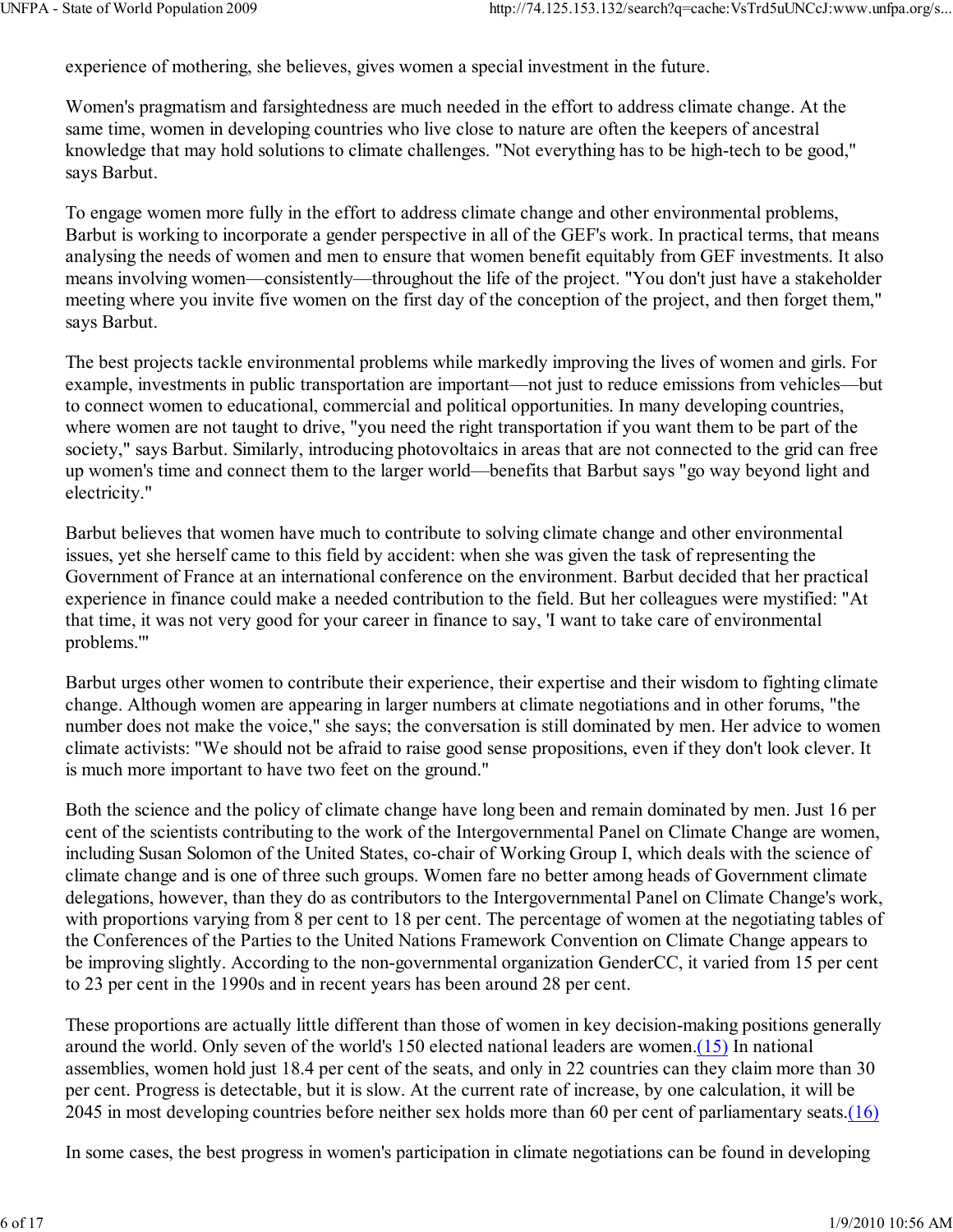experience of mothering, she believes, gives women a special investment in the future.

Women's pragmatism and farsightedness are much needed in the effort to address climate change. At the same time, women in developing countries who live close to nature are often the keepers of ancestral knowledge that may hold solutions to climate challenges. "Not everything has to be high-tech to be good," says Barbut.

To engage women more fully in the effort to address climate change and other environmental problems, Barbut is working to incorporate a gender perspective in all of the GEF's work. In practical terms, that means analysing the needs of women and men to ensure that women benefit equitably from GEF investments. It also means involving women—consistently—throughout the life of the project. "You don't just have a stakeholder meeting where you invite five women on the first day of the conception of the project, and then forget them," says Barbut.

The best projects tackle environmental problems while markedly improving the lives of women and girls. For example, investments in public transportation are important—not just to reduce emissions from vehicles—but to connect women to educational, commercial and political opportunities. In many developing countries, where women are not taught to drive, "you need the right transportation if you want them to be part of the society," says Barbut. Similarly, introducing photovoltaics in areas that are not connected to the grid can free up women's time and connect them to the larger world—benefits that Barbut says "go way beyond light and electricity."

Barbut believes that women have much to contribute to solving climate change and other environmental issues, yet she herself came to this field by accident: when she was given the task of representing the Government of France at an international conference on the environment. Barbut decided that her practical experience in finance could make a needed contribution to the field. But her colleagues were mystified: "At that time, it was not very good for your career in finance to say, 'I want to take care of environmental problems.'"

Barbut urges other women to contribute their experience, their expertise and their wisdom to fighting climate change. Although women are appearing in larger numbers at climate negotiations and in other forums, "the number does not make the voice," she says; the conversation is still dominated by men. Her advice to women climate activists: "We should not be afraid to raise good sense propositions, even if they don't look clever. It is much more important to have two feet on the ground."

Both the science and the policy of climate change have long been and remain dominated by men. Just 16 per cent of the scientists contributing to the work of the Intergovernmental Panel on Climate Change are women, including Susan Solomon of the United States, co-chair of Working Group I, which deals with the science of climate change and is one of three such groups. Women fare no better among heads of Government climate delegations, however, than they do as contributors to the Intergovernmental Panel on Climate Change's work, with proportions varying from 8 per cent to 18 per cent. The percentage of women at the negotiating tables of the Conferences of the Parties to the United Nations Framework Convention on Climate Change appears to be improving slightly. According to the non-governmental organization GenderCC, it varied from 15 per cent to 23 per cent in the 1990s and in recent years has been around 28 per cent.

These proportions are actually little different than those of women in key decision-making positions generally around the world. Only seven of the world's 150 elected national leaders are women.(15) In national assemblies, women hold just 18.4 per cent of the seats, and only in 22 countries can they claim more than 30 per cent. Progress is detectable, but it is slow. At the current rate of increase, by one calculation, it will be 2045 in most developing countries before neither sex holds more than 60 per cent of parliamentary seats.(16)

In some cases, the best progress in women's participation in climate negotiations can be found in developing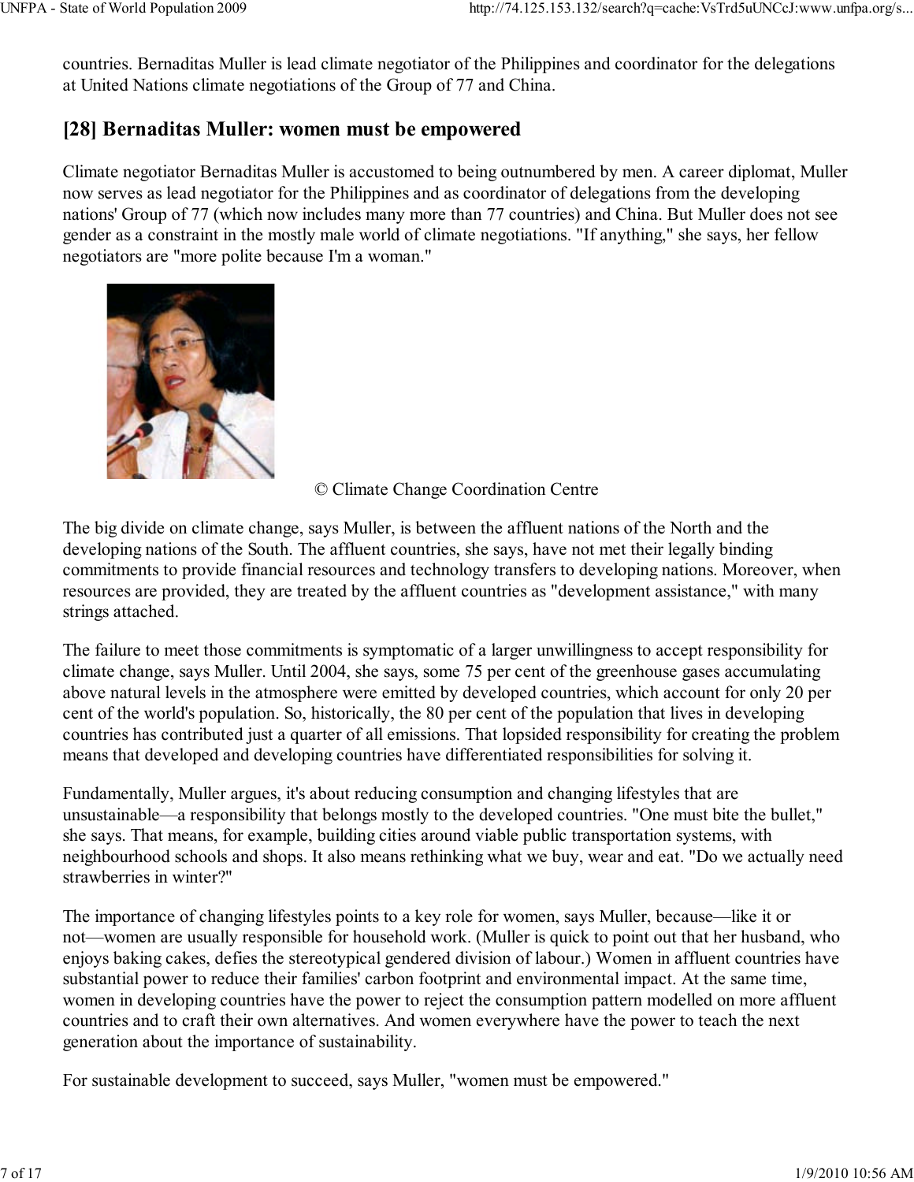countries. Bernaditas Muller is lead climate negotiator of the Philippines and coordinator for the delegations at United Nations climate negotiations of the Group of 77 and China.

## [28] Bernaditas Muller: women must be empowered

Climate negotiator Bernaditas Muller is accustomed to being outnumbered by men. A career diplomat, Muller now serves as lead negotiator for the Philippines and as coordinator of delegations from the developing nations' Group of 77 (which now includes many more than 77 countries) and China. But Muller does not see gender as a constraint in the mostly male world of climate negotiations. "If anything," she says, her fellow negotiators are "more polite because I'm a woman."

© Climate Change Coordination Centre

The big divide on climate change, says Muller, is between the affluent nations of the North and the developing nations of the South. The affluent countries, she says, have not met their legally binding commitments to provide financial resources and technology transfers to developing nations. Moreover, when resources are provided, they are treated by the affluent countries as "development assistance," with many strings attached.

The failure to meet those commitments is symptomatic of a larger unwillingness to accept responsibility for climate change, says Muller. Until 2004, she says, some 75 per cent of the greenhouse gases accumulating above natural levels in the atmosphere were emitted by developed countries, which account for only 20 per cent of the world's population. So, historically, the 80 per cent of the population that lives in developing countries has contributed just a quarter of all emissions. That lopsided responsibility for creating the problem means that developed and developing countries have differentiated responsibilities for solving it.

Fundamentally, Muller argues, it's about reducing consumption and changing lifestyles that are unsustainable—a responsibility that belongs mostly to the developed countries. "One must bite the bullet," she says. That means, for example, building cities around viable public transportation systems, with neighbourhood schools and shops. It also means rethinking what we buy, wear and eat. "Do we actually need strawberries in winter?"

The importance of changing lifestyles points to a key role for women, says Muller, because—like it or not—women are usually responsible for household work. (Muller is quick to point out that her husband, who enjoys baking cakes, defies the stereotypical gendered division of labour.) Women in affluent countries have substantial power to reduce their families' carbon footprint and environmental impact. At the same time, women in developing countries have the power to reject the consumption pattern modelled on more affluent countries and to craft their own alternatives. And women everywhere have the power to teach the next generation about the importance of sustainability.

For sustainable development to succeed, says Muller, "women must be empowered."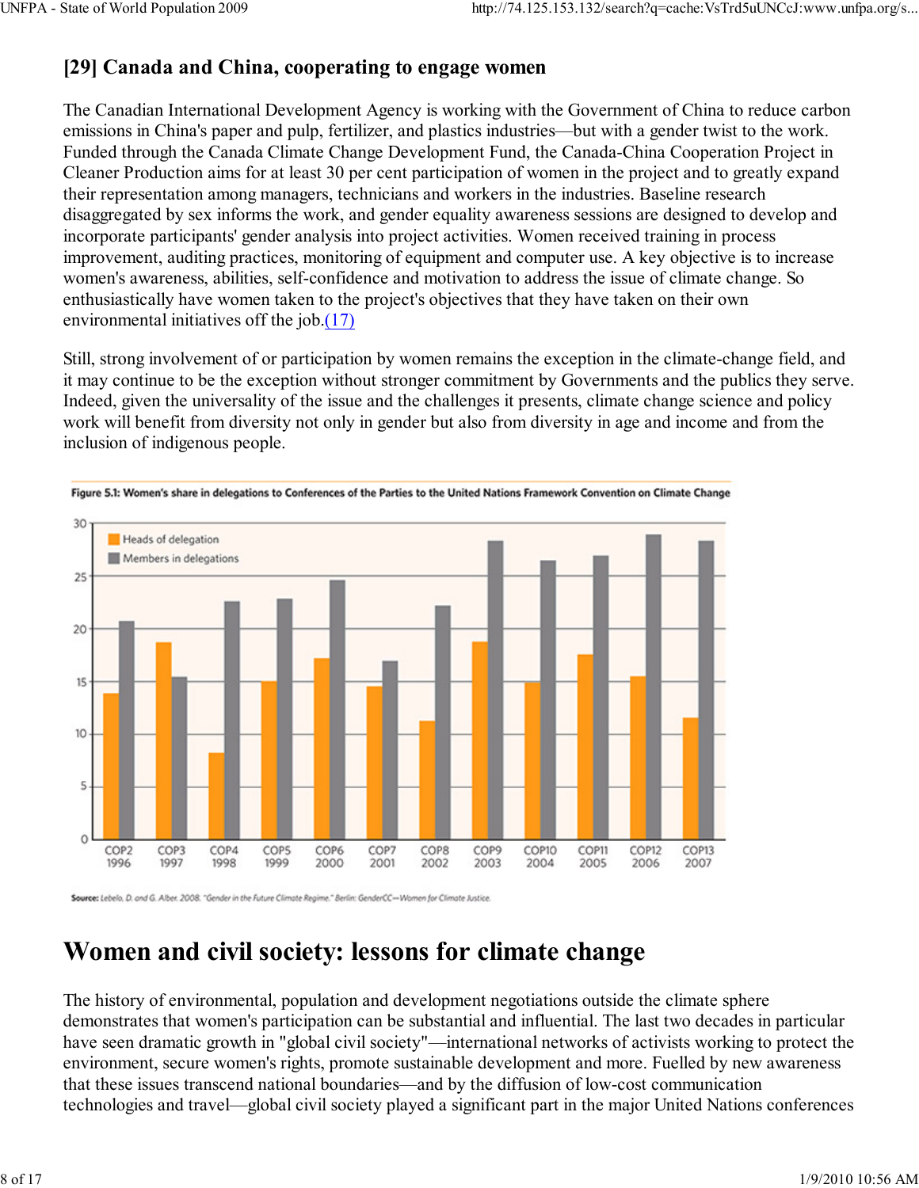## [29] Canada and China, cooperating to engage women

The Canadian International Development Agency is working with the Government of China to reduce carbon emissions in China's paper and pulp, fertilizer, and plastics industries—but with a gender twist to the work. Funded through the Canada Climate Change Development Fund, the Canada-China Cooperation Project in Cleaner Production aims for at least 30 per cent participation of women in the project and to greatly expand their representation among managers, technicians and workers in the industries. Baseline research disaggregated by sex informs the work, and gender equality awareness sessions are designed to develop and incorporate participants' gender analysis into project activities. Women received training in process improvement, auditing practices, monitoring of equipment and computer use. A key objective is to increase women's awareness, abilities, self-confidence and motivation to address the issue of climate change. So enthusiastically have women taken to the project's objectives that they have taken on their own environmental initiatives off the job.(17)

Still, strong involvement of or participation by women remains the exception in the climate-change field, and it may continue to be the exception without stronger commitment by Governments and the publics they serve. Indeed, given the universality of the issue and the challenges it presents, climate change science and policy work will benefit from diversity not only in gender but also from diversity in age and income and from the inclusion of indigenous people.

**Figure 5.1: Women's share in delegations to Conferences of the Parties to the United Nations Framework Convention on Climate Change**

Source: Lebelo, D. and G. Alber. 2008. "Gender in the Future Climate Regime." Berlin: GenderCC—Women for Climate Justice.

# Women and civil society: lessons for climate change

The history of environmental, population and development negotiations outside the climate sphere demonstrates that women's participation can be substantial and influential. The last two decades in particular have seen dramatic growth in "global civil society"—international networks of activists working to protect the environment, secure women's rights, promote sustainable development and more. Fuelled by new awareness that these issues transcend national boundaries—and by the diffusion of low-cost communication technologies and travel—global civil society played a significant part in the major United Nations conferences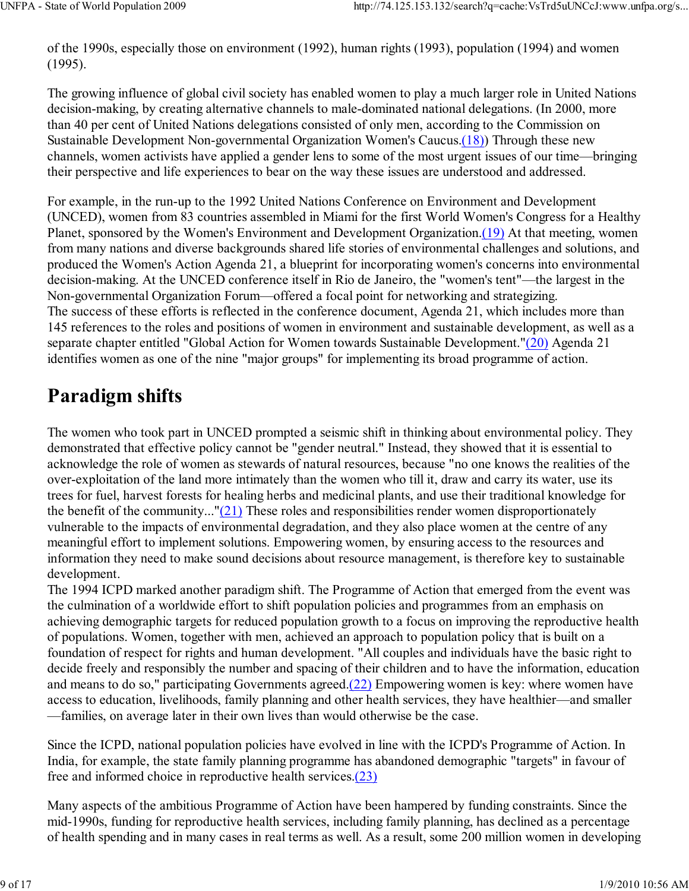of the 1990s, especially those on environment (1992), human rights (1993), population (1994) and women (1995).

The growing influence of global civil society has enabled women to play a much larger role in United Nations decision-making, by creating alternative channels to male-dominated national delegations. (In 2000, more than 40 per cent of United Nations delegations consisted of only men, according to the Commission on Sustainable Development Non-governmental Organization Women's Caucus.(18)) Through these new channels, women activists have applied a gender lens to some of the most urgent issues of our time—bringing their perspective and life experiences to bear on the way these issues are understood and addressed.

For example, in the run-up to the 1992 United Nations Conference on Environment and Development (UNCED), women from 83 countries assembled in Miami for the first World Women's Congress for a Healthy Planet, sponsored by the Women's Environment and Development Organization.(19) At that meeting, women from many nations and diverse backgrounds shared life stories of environmental challenges and solutions, and produced the Women's Action Agenda 21, a blueprint for incorporating women's concerns into environmental decision-making. At the UNCED conference itself in Rio de Janeiro, the "women's tent"—the largest in the Non-governmental Organization Forum—offered a focal point for networking and strategizing.
The success of these efforts is reflected in the conference document, Agenda 21, which includes more than 145 references to the roles and positions of women in environment and sustainable development, as well as a separate chapter entitled "Global Action for Women towards Sustainable Development."(20) Agenda 21 identifies women as one of the nine "major groups" for implementing its broad programme of action.

## Paradigm shifts

The women who took part in UNCED prompted a seismic shift in thinking about environmental policy. They demonstrated that effective policy cannot be "gender neutral." Instead, they showed that it is essential to acknowledge the role of women as stewards of natural resources, because "no one knows the realities of the over-exploitation of the land more intimately than the women who till it, draw and carry its water, use its trees for fuel, harvest forests for healing herbs and medicinal plants, and use their traditional knowledge for the benefit of the community..."(21) These roles and responsibilities render women disproportionately vulnerable to the impacts of environmental degradation, and they also place women at the centre of any meaningful effort to implement solutions. Empowering women, by ensuring access to the resources and information they need to make sound decisions about resource management, is therefore key to sustainable development.
The 1994 ICPD marked another paradigm shift. The Programme of Action that emerged from the event was the culmination of a worldwide effort to shift population policies and programmes from an emphasis on achieving demographic targets for reduced population growth to a focus on improving the reproductive health of populations. Women, together with men, achieved an approach to population policy that is built on a foundation of respect for rights and human development. "All couples and individuals have the basic right to decide freely and responsibly the number and spacing of their children and to have the information, education and means to do so," participating Governments agreed.(22) Empowering women is key: where women have access to education, livelihoods, family planning and other health services, they have healthier—and smaller—families, on average later in their own lives than would otherwise be the case.

Since the ICPD, national population policies have evolved in line with the ICPD's Programme of Action. In India, for example, the state family planning programme has abandoned demographic "targets" in favour of free and informed choice in reproductive health services.(23)

Many aspects of the ambitious Programme of Action have been hampered by funding constraints. Since the mid-1990s, funding for reproductive health services, including family planning, has declined as a percentage of health spending and in many cases in real terms as well. As a result, some 200 million women in developing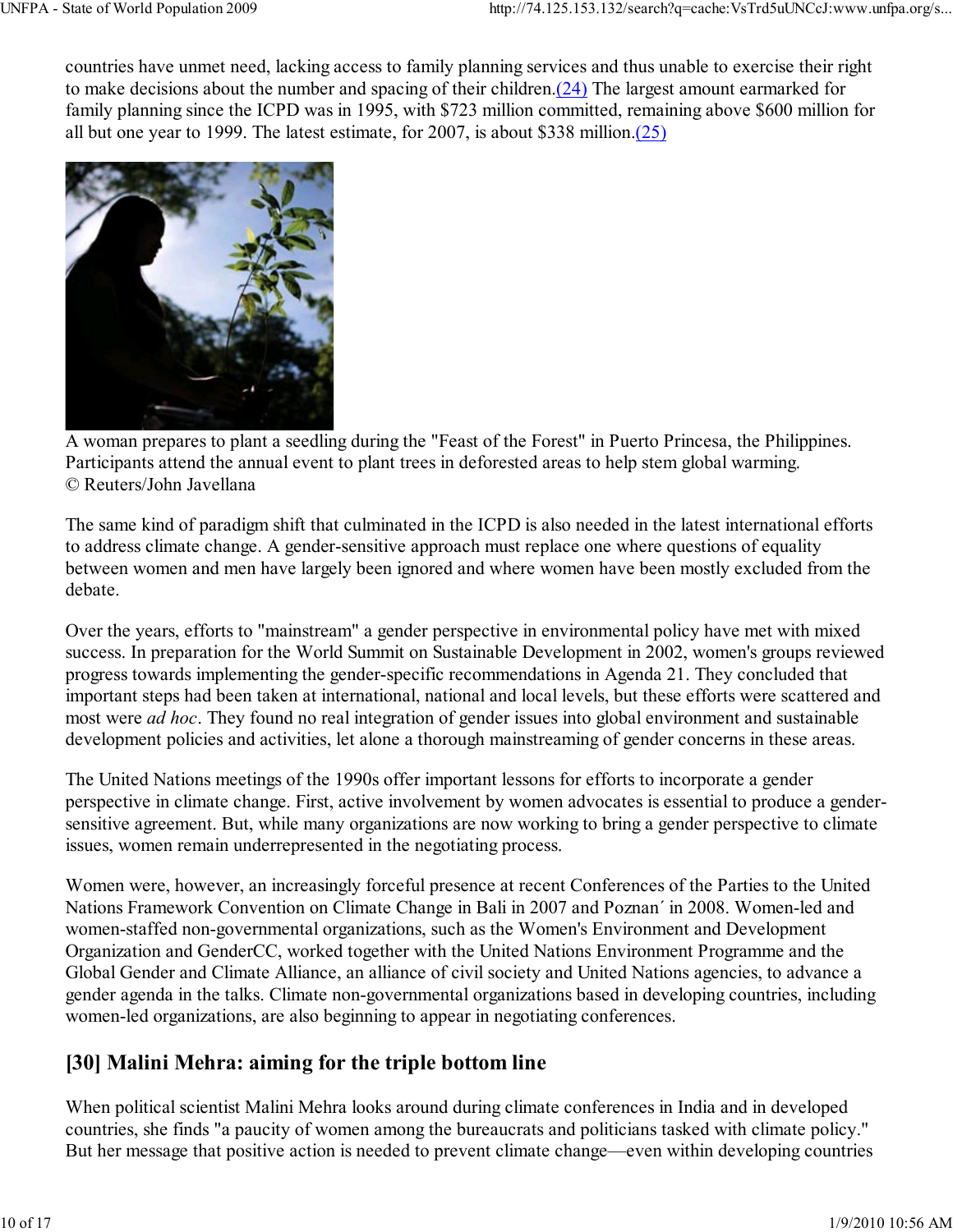countries have unmet need, lacking access to family planning services and thus unable to exercise their right to make decisions about the number and spacing of their children.(24) The largest amount earmarked for family planning since the ICPD was in 1995, with $723 million committed, remaining above $600 million for all but one year to 1999. The latest estimate, for 2007, is about $338 million.(25)

A woman prepares to plant a seedling during the "Feast of the Forest" in Puerto Princesa, the Philippines. Participants attend the annual event to plant trees in deforested areas to help stem global warming. © Reuters/John Javellana

The same kind of paradigm shift that culminated in the ICPD is also needed in the latest international efforts to address climate change. A gender-sensitive approach must replace one where questions of equality between women and men have largely been ignored and where women have been mostly excluded from the debate.

Over the years, efforts to "mainstream" a gender perspective in environmental policy have met with mixed success. In preparation for the World Summit on Sustainable Development in 2002, women's groups reviewed progress towards implementing the gender-specific recommendations in Agenda 21. They concluded that important steps had been taken at international, national and local levels, but these efforts were scattered and most were *ad hoc*. They found no real integration of gender issues into global environment and sustainable development policies and activities, let alone a thorough mainstreaming of gender concerns in these areas.

The United Nations meetings of the 1990s offer important lessons for efforts to incorporate a gender perspective in climate change. First, active involvement by women advocates is essential to produce a gender-sensitive agreement. But, while many organizations are now working to bring a gender perspective to climate issues, women remain underrepresented in the negotiating process.

Women were, however, an increasingly forceful presence at recent Conferences of the Parties to the United Nations Framework Convention on Climate Change in Bali in 2007 and Poznan´ in 2008. Women-led and women-staffed non-governmental organizations, such as the Women's Environment and Development Organization and GenderCC, worked together with the United Nations Environment Programme and the Global Gender and Climate Alliance, an alliance of civil society and United Nations agencies, to advance a gender agenda in the talks. Climate non-governmental organizations based in developing countries, including women-led organizations, are also beginning to appear in negotiating conferences.

## [30] Malini Mehra: aiming for the triple bottom line

When political scientist Malini Mehra looks around during climate conferences in India and in developed countries, she finds "a paucity of women among the bureaucrats and politicians tasked with climate policy." But her message that positive action is needed to prevent climate change—even within developing countries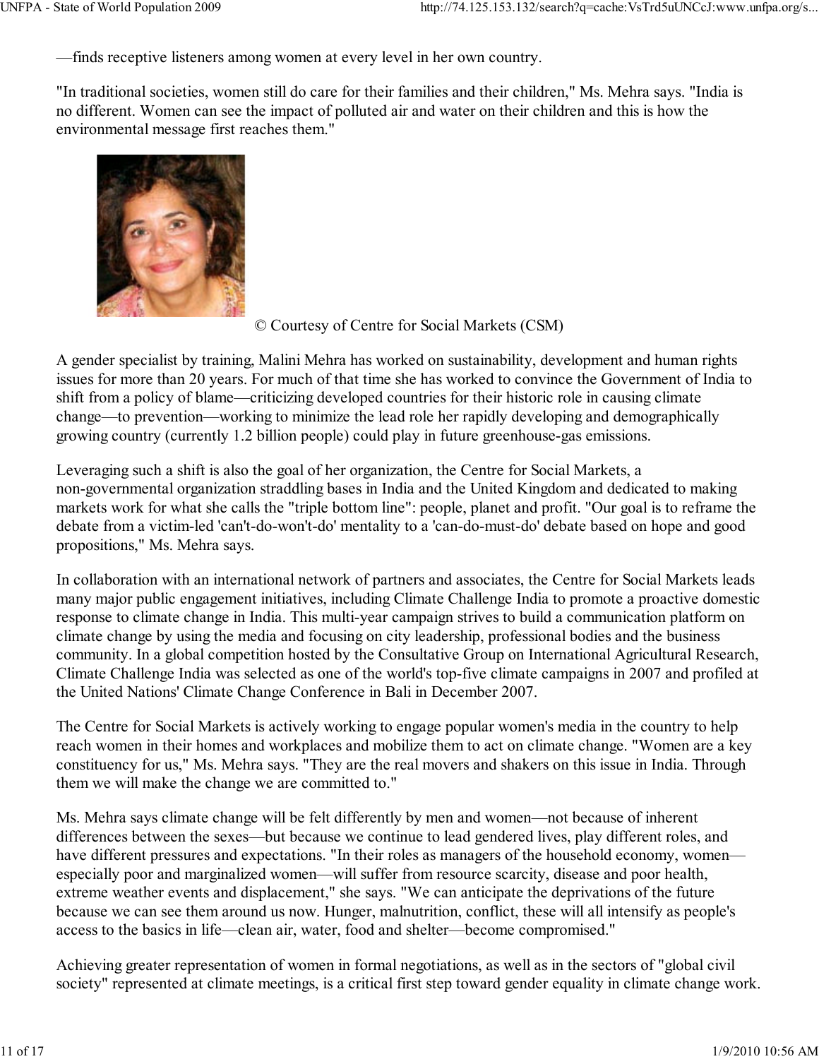—finds receptive listeners among women at every level in her own country.

"In traditional societies, women still do care for their families and their children," Ms. Mehra says. "India is no different. Women can see the impact of polluted air and water on their children and this is how the environmental message first reaches them."

© Courtesy of Centre for Social Markets (CSM)

A gender specialist by training, Malini Mehra has worked on sustainability, development and human rights issues for more than 20 years. For much of that time she has worked to convince the Government of India to shift from a policy of blame—criticizing developed countries for their historic role in causing climate change—to prevention—working to minimize the lead role her rapidly developing and demographically growing country (currently 1.2 billion people) could play in future greenhouse-gas emissions.

Leveraging such a shift is also the goal of her organization, the Centre for Social Markets, a non-governmental organization straddling bases in India and the United Kingdom and dedicated to making markets work for what she calls the "triple bottom line": people, planet and profit. "Our goal is to reframe the debate from a victim-led 'can't-do-won't-do' mentality to a 'can-do-must-do' debate based on hope and good propositions," Ms. Mehra says.

In collaboration with an international network of partners and associates, the Centre for Social Markets leads many major public engagement initiatives, including Climate Challenge India to promote a proactive domestic response to climate change in India. This multi-year campaign strives to build a communication platform on climate change by using the media and focusing on city leadership, professional bodies and the business community. In a global competition hosted by the Consultative Group on International Agricultural Research, Climate Challenge India was selected as one of the world's top-five climate campaigns in 2007 and profiled at the United Nations' Climate Change Conference in Bali in December 2007.

The Centre for Social Markets is actively working to engage popular women's media in the country to help reach women in their homes and workplaces and mobilize them to act on climate change. "Women are a key constituency for us," Ms. Mehra says. "They are the real movers and shakers on this issue in India. Through them we will make the change we are committed to."

Ms. Mehra says climate change will be felt differently by men and women—not because of inherent differences between the sexes—but because we continue to lead gendered lives, play different roles, and have different pressures and expectations. "In their roles as managers of the household economy, women—especially poor and marginalized women—will suffer from resource scarcity, disease and poor health, extreme weather events and displacement," she says. "We can anticipate the deprivations of the future because we can see them around us now. Hunger, malnutrition, conflict, these will all intensify as people's access to the basics in life—clean air, water, food and shelter—become compromised."

Achieving greater representation of women in formal negotiations, as well as in the sectors of "global civil society" represented at climate meetings, is a critical first step toward gender equality in climate change work.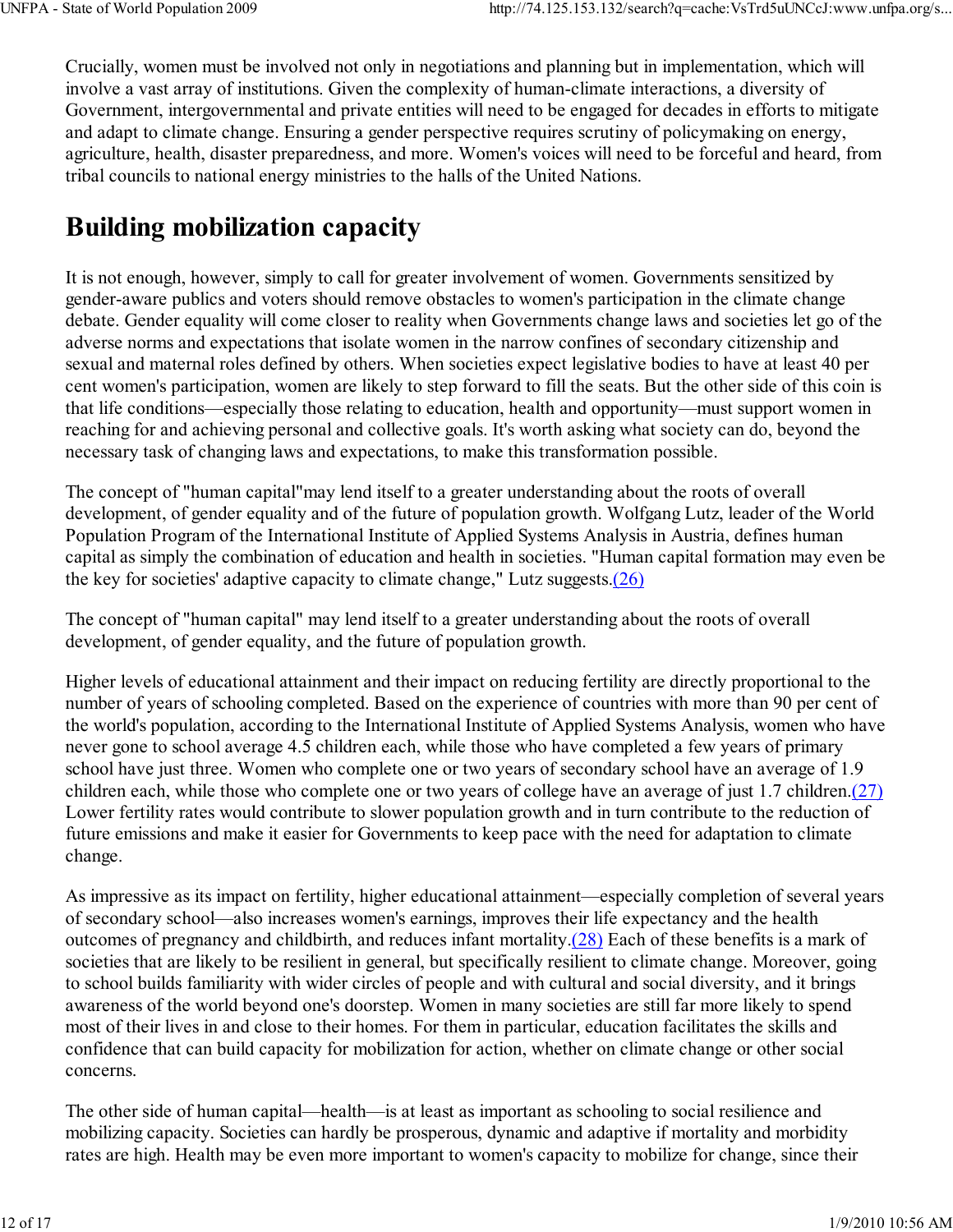Crucially, women must be involved not only in negotiations and planning but in implementation, which will involve a vast array of institutions. Given the complexity of human-climate interactions, a diversity of Government, intergovernmental and private entities will need to be engaged for decades in efforts to mitigate and adapt to climate change. Ensuring a gender perspective requires scrutiny of policymaking on energy, agriculture, health, disaster preparedness, and more. Women's voices will need to be forceful and heard, from tribal councils to national energy ministries to the halls of the United Nations.

# Building mobilization capacity

It is not enough, however, simply to call for greater involvement of women. Governments sensitized by gender-aware publics and voters should remove obstacles to women's participation in the climate change debate. Gender equality will come closer to reality when Governments change laws and societies let go of the adverse norms and expectations that isolate women in the narrow confines of secondary citizenship and sexual and maternal roles defined by others. When societies expect legislative bodies to have at least 40 per cent women's participation, women are likely to step forward to fill the seats. But the other side of this coin is that life conditions—especially those relating to education, health and opportunity—must support women in reaching for and achieving personal and collective goals. It's worth asking what society can do, beyond the necessary task of changing laws and expectations, to make this transformation possible.

The concept of "human capital"may lend itself to a greater understanding about the roots of overall development, of gender equality and of the future of population growth. Wolfgang Lutz, leader of the World Population Program of the International Institute of Applied Systems Analysis in Austria, defines human capital as simply the combination of education and health in societies. "Human capital formation may even be the key for societies' adaptive capacity to climate change," Lutz suggests.(26)

The concept of "human capital" may lend itself to a greater understanding about the roots of overall development, of gender equality, and the future of population growth.

Higher levels of educational attainment and their impact on reducing fertility are directly proportional to the number of years of schooling completed. Based on the experience of countries with more than 90 per cent of the world's population, according to the International Institute of Applied Systems Analysis, women who have never gone to school average 4.5 children each, while those who have completed a few years of primary school have just three. Women who complete one or two years of secondary school have an average of 1.9 children each, while those who complete one or two years of college have an average of just 1.7 children.(27) Lower fertility rates would contribute to slower population growth and in turn contribute to the reduction of future emissions and make it easier for Governments to keep pace with the need for adaptation to climate change.

As impressive as its impact on fertility, higher educational attainment—especially completion of several years of secondary school—also increases women's earnings, improves their life expectancy and the health outcomes of pregnancy and childbirth, and reduces infant mortality.(28) Each of these benefits is a mark of societies that are likely to be resilient in general, but specifically resilient to climate change. Moreover, going to school builds familiarity with wider circles of people and with cultural and social diversity, and it brings awareness of the world beyond one's doorstep. Women in many societies are still far more likely to spend most of their lives in and close to their homes. For them in particular, education facilitates the skills and confidence that can build capacity for mobilization for action, whether on climate change or other social concerns.

The other side of human capital—health—is at least as important as schooling to social resilience and mobilizing capacity. Societies can hardly be prosperous, dynamic and adaptive if mortality and morbidity rates are high. Health may be even more important to women's capacity to mobilize for change, since their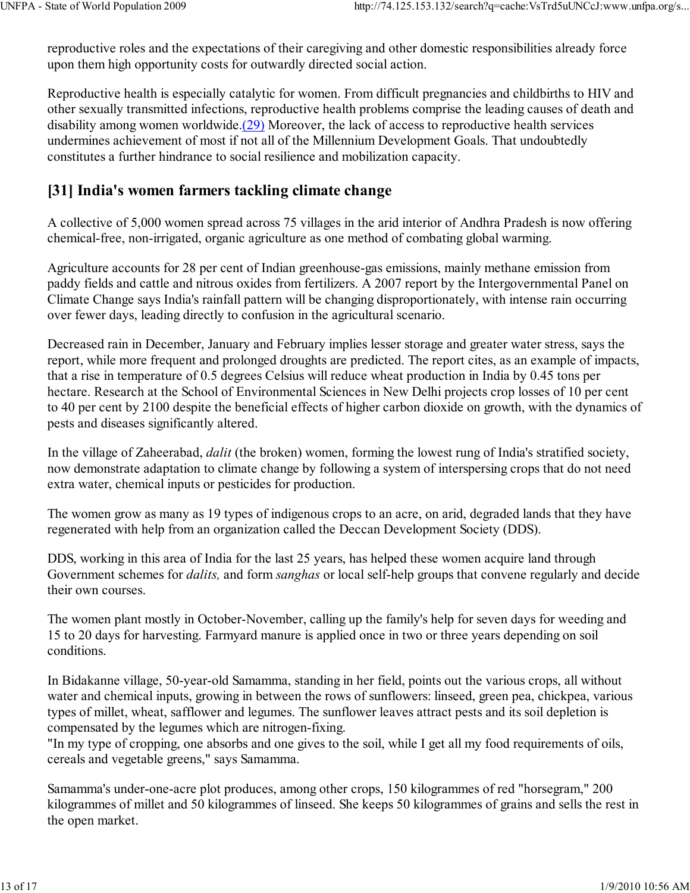reproductive roles and the expectations of their caregiving and other domestic responsibilities already force upon them high opportunity costs for outwardly directed social action.

Reproductive health is especially catalytic for women. From difficult pregnancies and childbirths to HIV and other sexually transmitted infections, reproductive health problems comprise the leading causes of death and disability among women worldwide.(29) Moreover, the lack of access to reproductive health services undermines achievement of most if not all of the Millennium Development Goals. That undoubtedly constitutes a further hindrance to social resilience and mobilization capacity.

## [31] India's women farmers tackling climate change

A collective of 5,000 women spread across 75 villages in the arid interior of Andhra Pradesh is now offering chemical-free, non-irrigated, organic agriculture as one method of combating global warming.

Agriculture accounts for 28 per cent of Indian greenhouse-gas emissions, mainly methane emission from paddy fields and cattle and nitrous oxides from fertilizers. A 2007 report by the Intergovernmental Panel on Climate Change says India's rainfall pattern will be changing disproportionately, with intense rain occurring over fewer days, leading directly to confusion in the agricultural scenario.

Decreased rain in December, January and February implies lesser storage and greater water stress, says the report, while more frequent and prolonged droughts are predicted. The report cites, as an example of impacts, that a rise in temperature of 0.5 degrees Celsius will reduce wheat production in India by 0.45 tons per hectare. Research at the School of Environmental Sciences in New Delhi projects crop losses of 10 per cent to 40 per cent by 2100 despite the beneficial effects of higher carbon dioxide on growth, with the dynamics of pests and diseases significantly altered.

In the village of Zaheerabad, *dalit* (the broken) women, forming the lowest rung of India's stratified society, now demonstrate adaptation to climate change by following a system of interspersing crops that do not need extra water, chemical inputs or pesticides for production.

The women grow as many as 19 types of indigenous crops to an acre, on arid, degraded lands that they have regenerated with help from an organization called the Deccan Development Society (DDS).

DDS, working in this area of India for the last 25 years, has helped these women acquire land through Government schemes for *dalits,* and form *sanghas* or local self-help groups that convene regularly and decide their own courses.

The women plant mostly in October-November, calling up the family's help for seven days for weeding and 15 to 20 days for harvesting. Farmyard manure is applied once in two or three years depending on soil conditions.

In Bidakanne village, 50-year-old Samamma, standing in her field, points out the various crops, all without water and chemical inputs, growing in between the rows of sunflowers: linseed, green pea, chickpea, various types of millet, wheat, safflower and legumes. The sunflower leaves attract pests and its soil depletion is compensated by the legumes which are nitrogen-fixing.
"In my type of cropping, one absorbs and one gives to the soil, while I get all my food requirements of oils, cereals and vegetable greens," says Samamma.

Samamma's under-one-acre plot produces, among other crops, 150 kilogrammes of red "horsegram," 200 kilogrammes of millet and 50 kilogrammes of linseed. She keeps 50 kilogrammes of grains and sells the rest in the open market.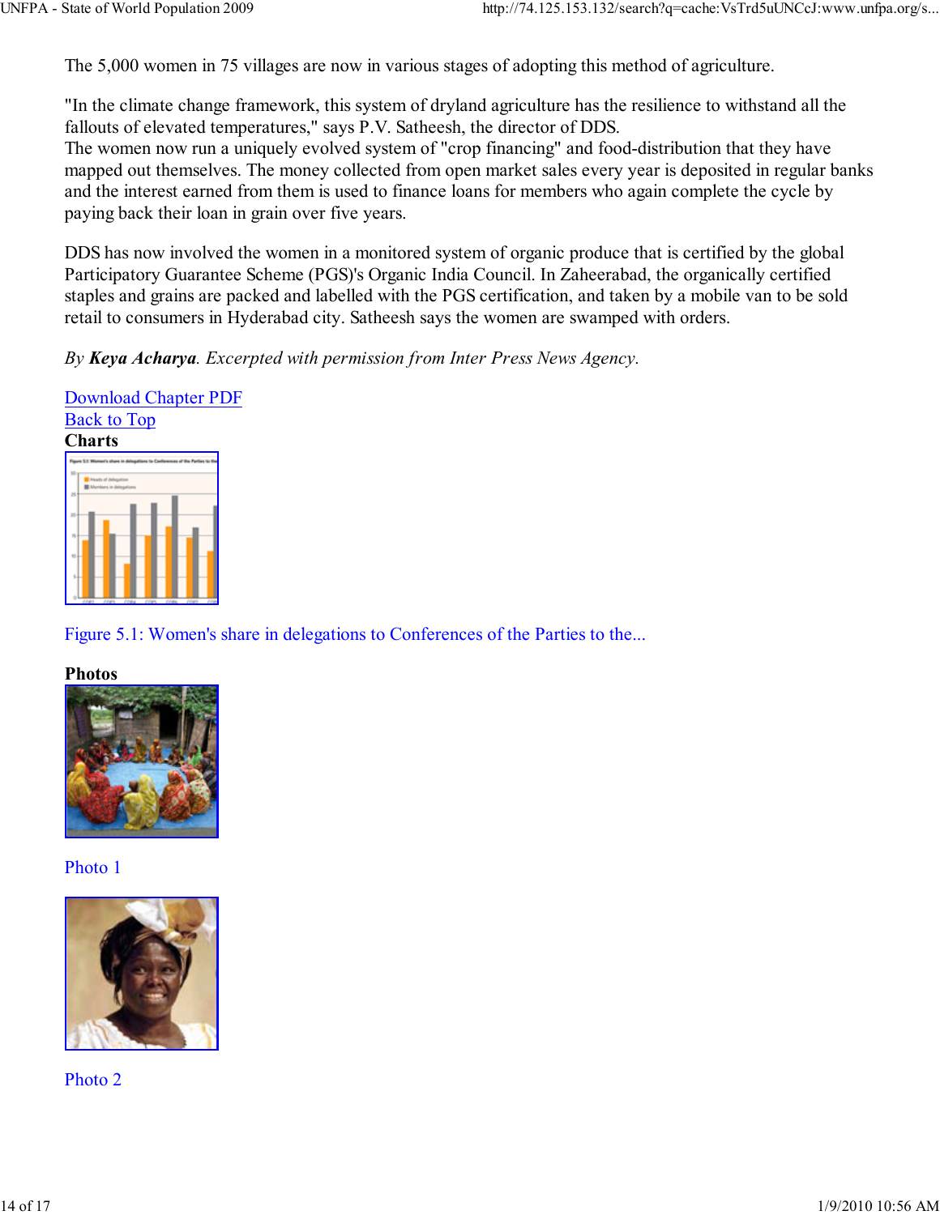The 5,000 women in 75 villages are now in various stages of adopting this method of agriculture.

"In the climate change framework, this system of dryland agriculture has the resilience to withstand all the fallouts of elevated temperatures," says P.V. Satheesh, the director of DDS.
The women now run a uniquely evolved system of "crop financing" and food-distribution that they have mapped out themselves. The money collected from open market sales every year is deposited in regular banks and the interest earned from them is used to finance loans for members who again complete the cycle by paying back their loan in grain over five years.

DDS has now involved the women in a monitored system of organic produce that is certified by the global Participatory Guarantee Scheme (PGS)'s Organic India Council. In Zaheerabad, the organically certified staples and grains are packed and labelled with the PGS certification, and taken by a mobile van to be sold retail to consumers in Hyderabad city. Satheesh says the women are swamped with orders.

*By **Keya Acharya**. Excerpted with permission from Inter Press News Agency.*

Download Chapter PDF
Back to Top

**Charts**

Figure 5.1: Women's share in delegations to Conferences of the Parties to the...

**Photos**

Photo 1

Photo 2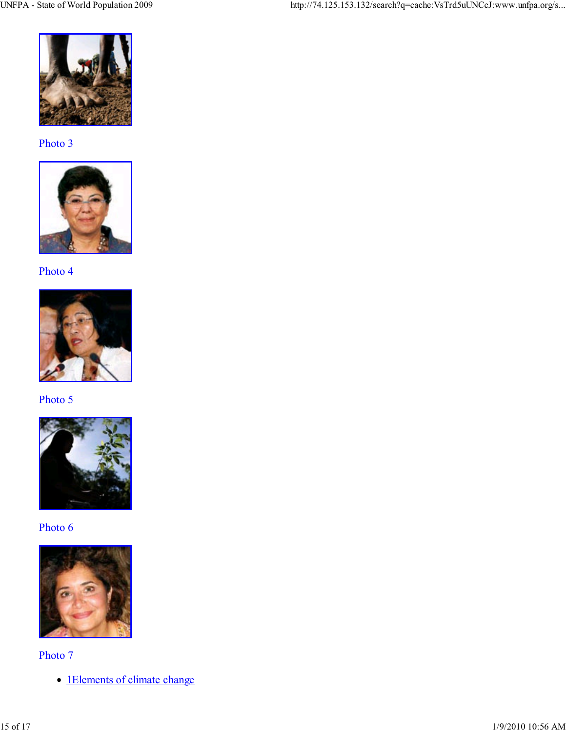Photo 3

Photo 4

Photo 5

Photo 6

Photo 7

- 1Elements of climate change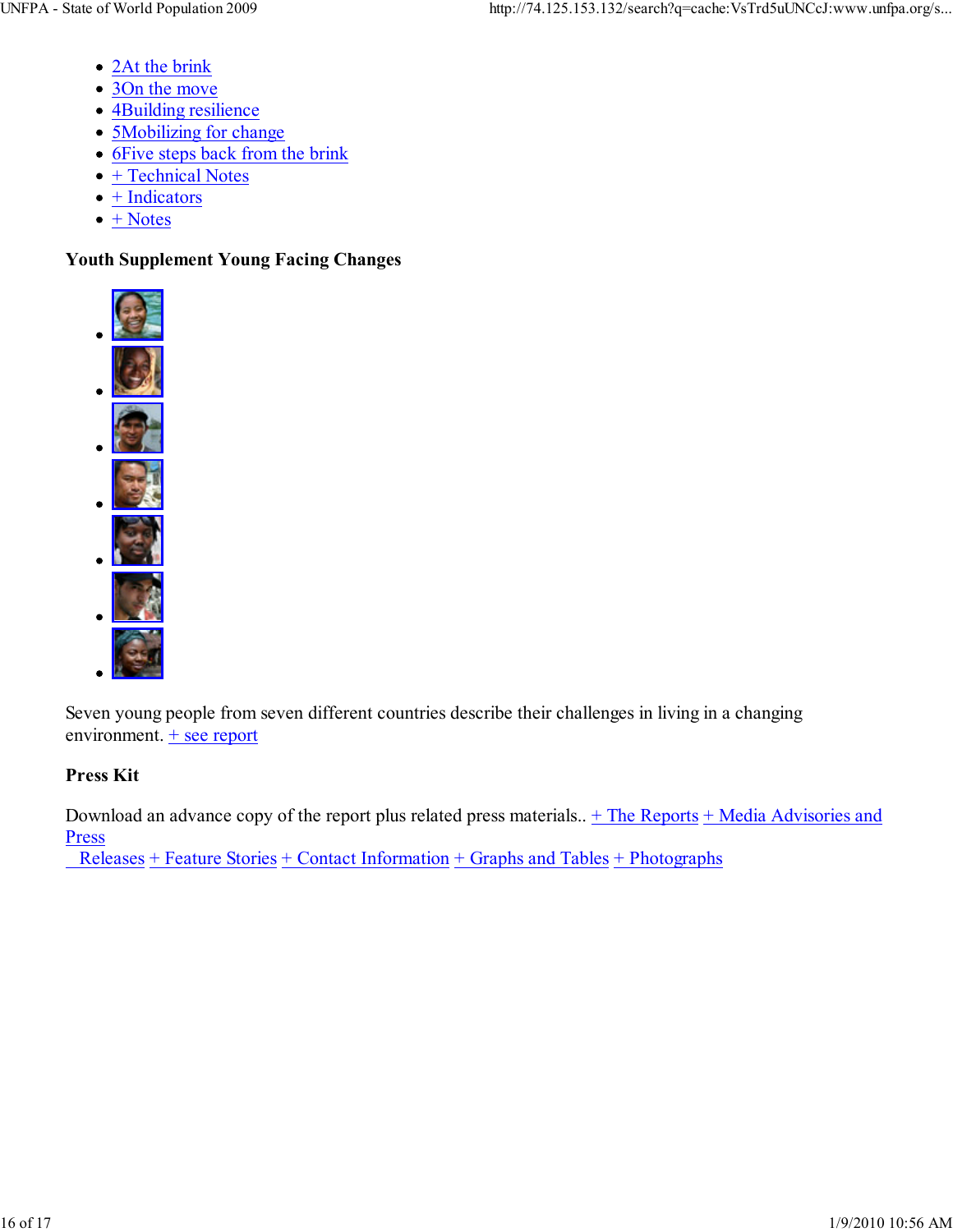- 2At the brink
- 3On the move
- 4Building resilience
- 5Mobilizing for change
- 6Five steps back from the brink
- + Technical Notes
- + Indicators
- + Notes

**Youth Supplement Young Facing Changes**

Seven young people from seven different countries describe their challenges in living in a changing environment. + see report

**Press Kit**

Download an advance copy of the report plus related press materials.. + The Reports + Media Advisories and Press Releases + Feature Stories + Contact Information + Graphs and Tables + Photographs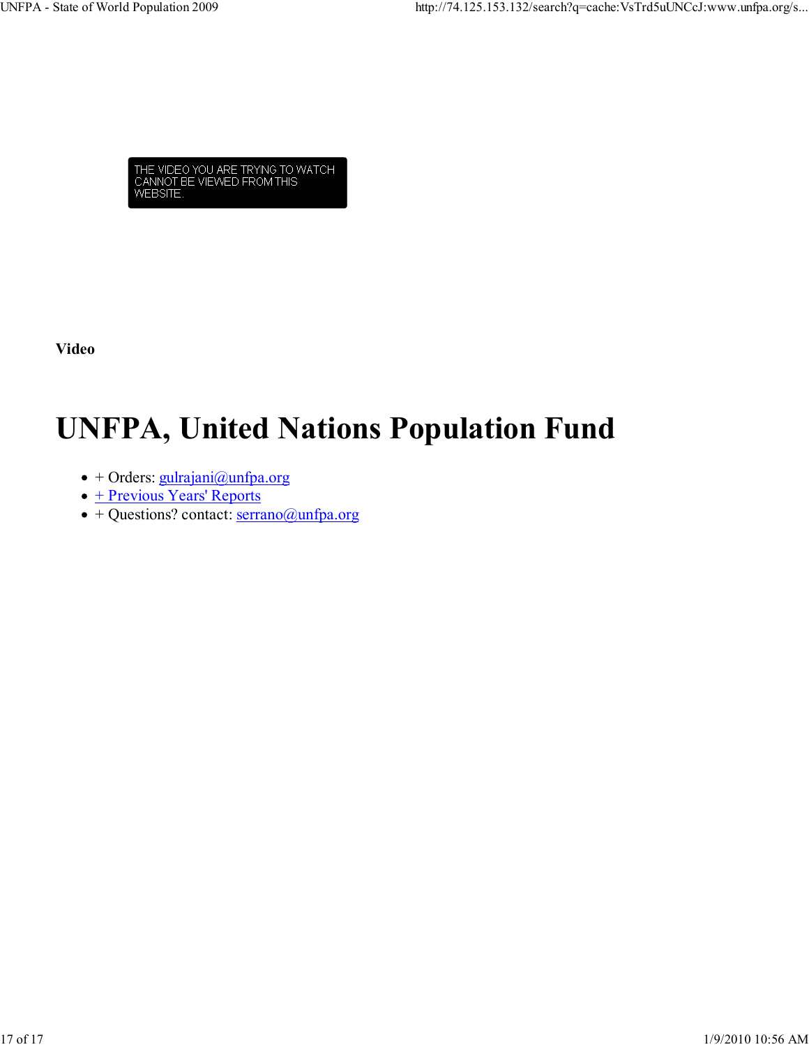THE VIDEO YOU ARE TRYING TO WATCH CANNOT BE VIEWED FROM THIS WEBSITE.

**Video**

# UNFPA, United Nations Population Fund

- + Orders: gulrajani@unfpa.org
- + Previous Years' Reports
- + Questions? contact: serrano@unfpa.org